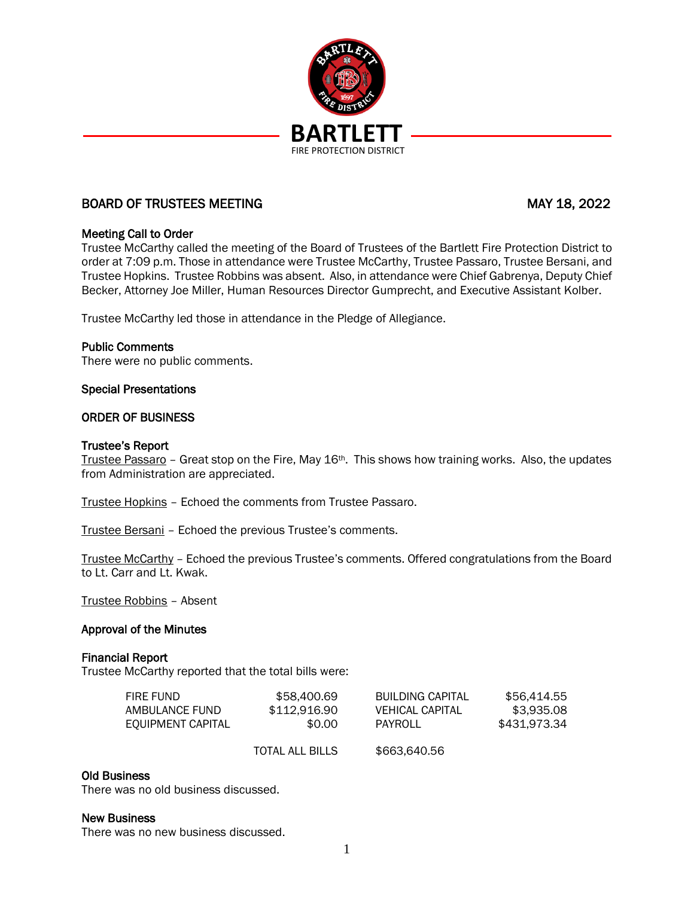# BARTLETT
FIRE PROTECTION DISTRICT

## BOARD OF TRUSTEES MEETING — MAY 18, 2022

### Meeting Call to Order

Trustee McCarthy called the meeting of the Board of Trustees of the Bartlett Fire Protection District to order at 7:09 p.m. Those in attendance were Trustee McCarthy, Trustee Passaro, Trustee Bersani, and Trustee Hopkins. Trustee Robbins was absent. Also, in attendance were Chief Gabrenya, Deputy Chief Becker, Attorney Joe Miller, Human Resources Director Gumprecht, and Executive Assistant Kolber.

Trustee McCarthy led those in attendance in the Pledge of Allegiance.

### Public Comments

There were no public comments.

### Special Presentations

### ORDER OF BUSINESS

### Trustee's Report

Trustee Passaro – Great stop on the Fire, May 16th. This shows how training works. Also, the updates from Administration are appreciated.

Trustee Hopkins – Echoed the comments from Trustee Passaro.

Trustee Bersani – Echoed the previous Trustee's comments.

Trustee McCarthy – Echoed the previous Trustee's comments. Offered congratulations from the Board to Lt. Carr and Lt. Kwak.

Trustee Robbins – Absent

### Approval of the Minutes

### Financial Report

Trustee McCarthy reported that the total bills were:

| | | | |
|---|---|---|---|
| FIRE FUND | $58,400.69 | BUILDING CAPITAL | $56,414.55 |
| AMBULANCE FUND | $112,916.90 | VEHICAL CAPITAL | $3,935.08 |
| EQUIPMENT CAPITAL | $0.00 | PAYROLL | $431,973.34 |
| | TOTAL ALL BILLS | $663,640.56 | |

### Old Business

There was no old business discussed.

### New Business

There was no new business discussed.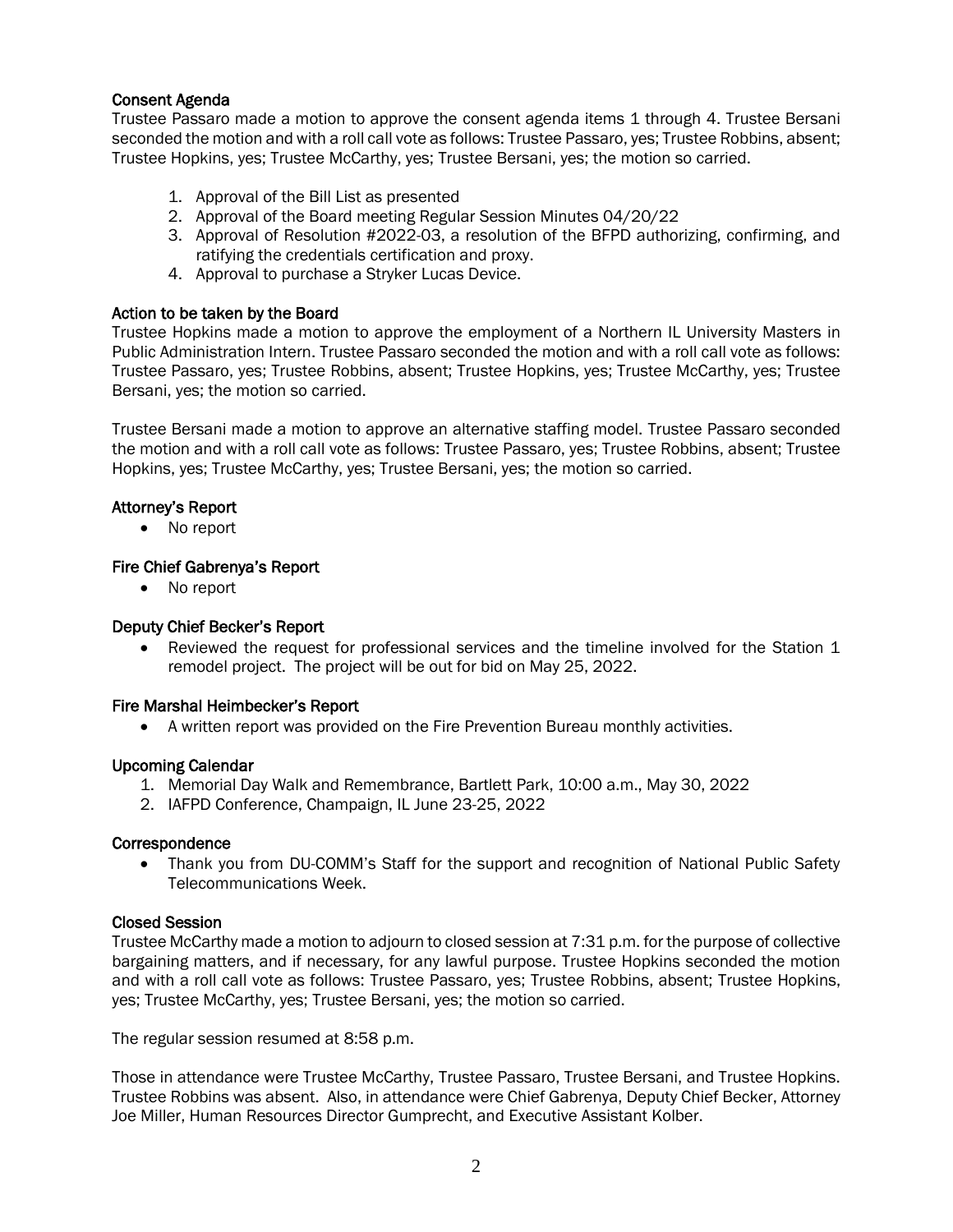### Consent Agenda

Trustee Passaro made a motion to approve the consent agenda items 1 through 4. Trustee Bersani seconded the motion and with a roll call vote as follows: Trustee Passaro, yes; Trustee Robbins, absent; Trustee Hopkins, yes; Trustee McCarthy, yes; Trustee Bersani, yes; the motion so carried.

1. Approval of the Bill List as presented
2. Approval of the Board meeting Regular Session Minutes 04/20/22
3. Approval of Resolution #2022-03, a resolution of the BFPD authorizing, confirming, and ratifying the credentials certification and proxy.
4. Approval to purchase a Stryker Lucas Device.

### Action to be taken by the Board

Trustee Hopkins made a motion to approve the employment of a Northern IL University Masters in Public Administration Intern. Trustee Passaro seconded the motion and with a roll call vote as follows: Trustee Passaro, yes; Trustee Robbins, absent; Trustee Hopkins, yes; Trustee McCarthy, yes; Trustee Bersani, yes; the motion so carried.

Trustee Bersani made a motion to approve an alternative staffing model. Trustee Passaro seconded the motion and with a roll call vote as follows: Trustee Passaro, yes; Trustee Robbins, absent; Trustee Hopkins, yes; Trustee McCarthy, yes; Trustee Bersani, yes; the motion so carried.

### Attorney's Report

- No report

### Fire Chief Gabrenya's Report

- No report

### Deputy Chief Becker's Report

- Reviewed the request for professional services and the timeline involved for the Station 1 remodel project. The project will be out for bid on May 25, 2022.

### Fire Marshal Heimbecker's Report

- A written report was provided on the Fire Prevention Bureau monthly activities.

### Upcoming Calendar

1. Memorial Day Walk and Remembrance, Bartlett Park, 10:00 a.m., May 30, 2022
2. IAFPD Conference, Champaign, IL June 23-25, 2022

### Correspondence

- Thank you from DU-COMM's Staff for the support and recognition of National Public Safety Telecommunications Week.

### Closed Session

Trustee McCarthy made a motion to adjourn to closed session at 7:31 p.m. for the purpose of collective bargaining matters, and if necessary, for any lawful purpose. Trustee Hopkins seconded the motion and with a roll call vote as follows: Trustee Passaro, yes; Trustee Robbins, absent; Trustee Hopkins, yes; Trustee McCarthy, yes; Trustee Bersani, yes; the motion so carried.

The regular session resumed at 8:58 p.m.

Those in attendance were Trustee McCarthy, Trustee Passaro, Trustee Bersani, and Trustee Hopkins. Trustee Robbins was absent. Also, in attendance were Chief Gabrenya, Deputy Chief Becker, Attorney Joe Miller, Human Resources Director Gumprecht, and Executive Assistant Kolber.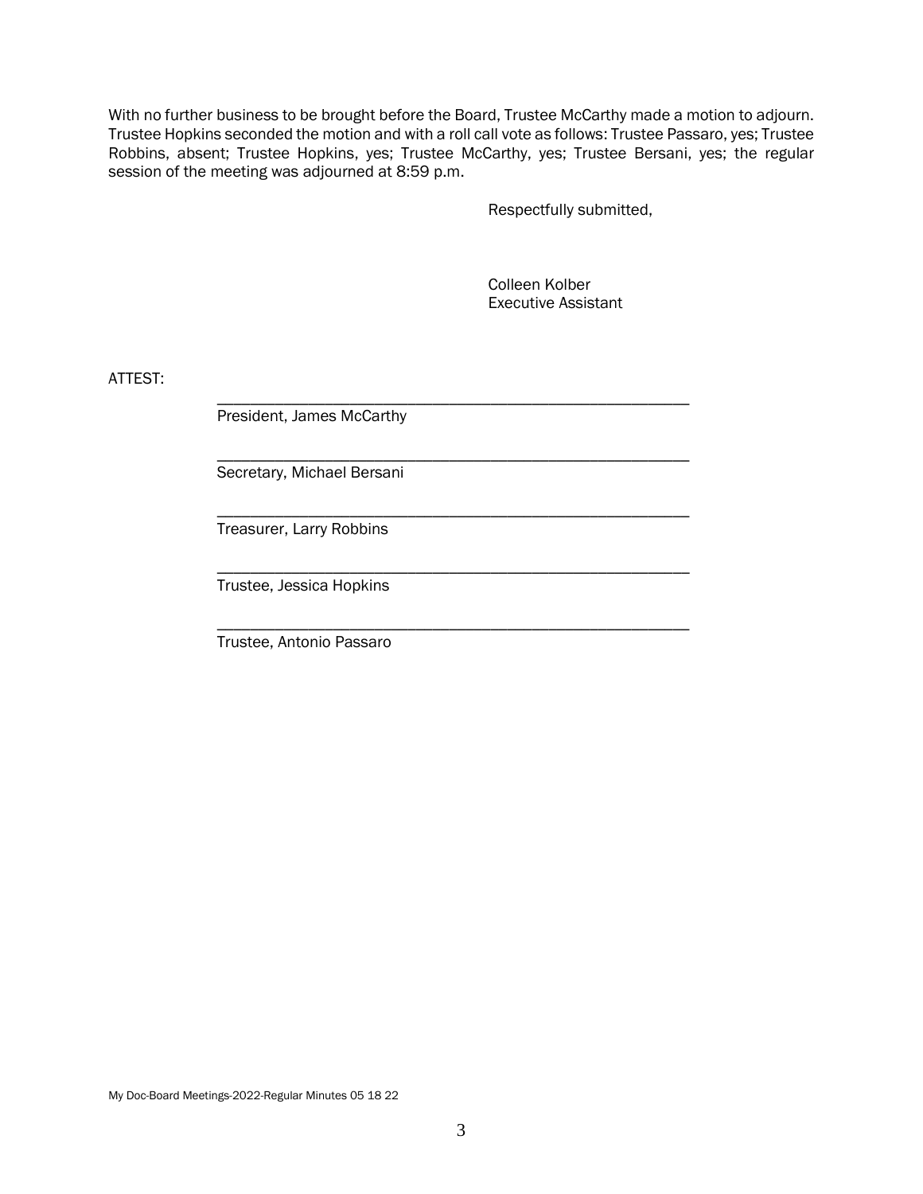With no further business to be brought before the Board, Trustee McCarthy made a motion to adjourn. Trustee Hopkins seconded the motion and with a roll call vote as follows: Trustee Passaro, yes; Trustee Robbins, absent; Trustee Hopkins, yes; Trustee McCarthy, yes; Trustee Bersani, yes; the regular session of the meeting was adjourned at 8:59 p.m.

Respectfully submitted,

Colleen Kolber
Executive Assistant

ATTEST:

___________________________________________________
President, James McCarthy

___________________________________________________
Secretary, Michael Bersani

___________________________________________________
Treasurer, Larry Robbins

___________________________________________________
Trustee, Jessica Hopkins

___________________________________________________
Trustee, Antonio Passaro

My Doc-Board Meetings-2022-Regular Minutes 05 18 22